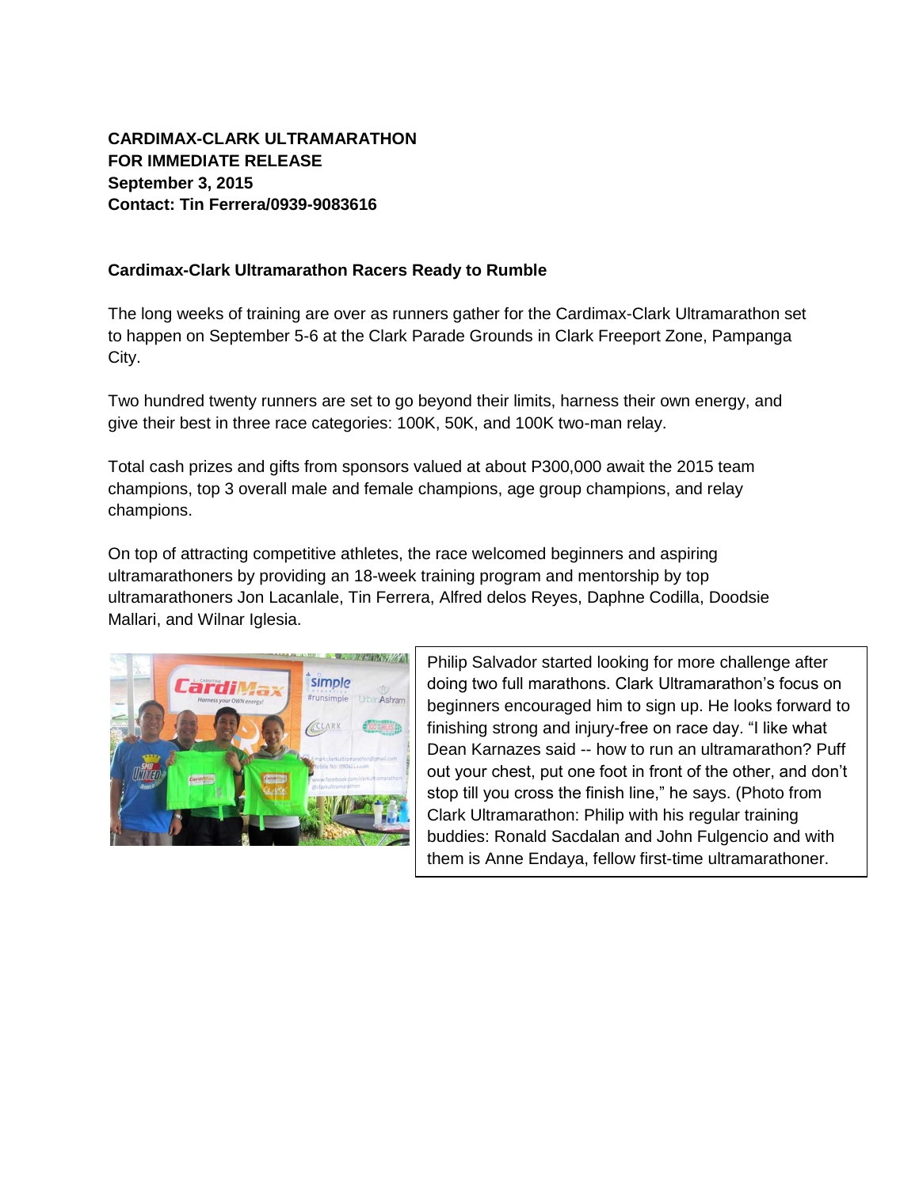**CARDIMAX-CLARK ULTRAMARATHON**
**FOR IMMEDIATE RELEASE**
**September 3, 2015**
**Contact: Tin Ferrera/0939-9083616**

**Cardimax-Clark Ultramarathon Racers Ready to Rumble**

The long weeks of training are over as runners gather for the Cardimax-Clark Ultramarathon set to happen on September 5-6 at the Clark Parade Grounds in Clark Freeport Zone, Pampanga City.

Two hundred twenty runners are set to go beyond their limits, harness their own energy, and give their best in three race categories: 100K, 50K, and 100K two-man relay.

Total cash prizes and gifts from sponsors valued at about P300,000 await the 2015 team champions, top 3 overall male and female champions, age group champions, and relay champions.

On top of attracting competitive athletes, the race welcomed beginners and aspiring ultramarathoners by providing an 18-week training program and mentorship by top ultramarathoners Jon Lacanlale, Tin Ferrera, Alfred delos Reyes, Daphne Codilla, Doodsie Mallari, and Wilnar Iglesia.

Philip Salvador started looking for more challenge after doing two full marathons. Clark Ultramarathon's focus on beginners encouraged him to sign up. He looks forward to finishing strong and injury-free on race day. "I like what Dean Karnazes said -- how to run an ultramarathon? Puff out your chest, put one foot in front of the other, and don't stop till you cross the finish line," he says. (Photo from Clark Ultramarathon: Philip with his regular training buddies: Ronald Sacdalan and John Fulgencio and with them is Anne Endaya, fellow first-time ultramarathoner.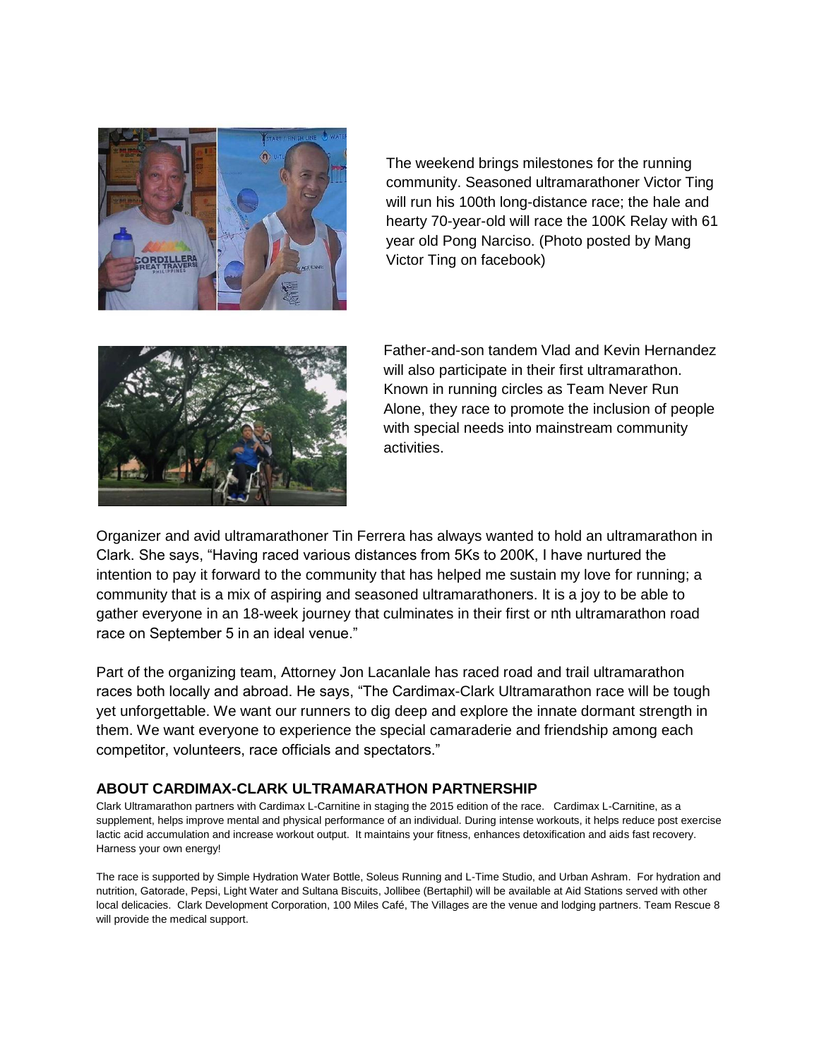The weekend brings milestones for the running community. Seasoned ultramarathoner Victor Ting will run his 100th long-distance race; the hale and hearty 70-year-old will race the 100K Relay with 61 year old Pong Narciso. (Photo posted by Mang Victor Ting on facebook)

Father-and-son tandem Vlad and Kevin Hernandez will also participate in their first ultramarathon. Known in running circles as Team Never Run Alone, they race to promote the inclusion of people with special needs into mainstream community activities.

Organizer and avid ultramarathoner Tin Ferrera has always wanted to hold an ultramarathon in Clark. She says, “Having raced various distances from 5Ks to 200K, I have nurtured the intention to pay it forward to the community that has helped me sustain my love for running; a community that is a mix of aspiring and seasoned ultramarathoners. It is a joy to be able to gather everyone in an 18-week journey that culminates in their first or nth ultramarathon road race on September 5 in an ideal venue.”

Part of the organizing team, Attorney Jon Lacanlale has raced road and trail ultramarathon races both locally and abroad. He says, “The Cardimax-Clark Ultramarathon race will be tough yet unforgettable. We want our runners to dig deep and explore the innate dormant strength in them. We want everyone to experience the special camaraderie and friendship among each competitor, volunteers, race officials and spectators.”

### ABOUT CARDIMAX-CLARK ULTRAMARATHON PARTNERSHIP

Clark Ultramarathon partners with Cardimax L-Carnitine in staging the 2015 edition of the race. Cardimax L-Carnitine, as a supplement, helps improve mental and physical performance of an individual. During intense workouts, it helps reduce post exercise lactic acid accumulation and increase workout output. It maintains your fitness, enhances detoxification and aids fast recovery. Harness your own energy!

The race is supported by Simple Hydration Water Bottle, Soleus Running and L-Time Studio, and Urban Ashram. For hydration and nutrition, Gatorade, Pepsi, Light Water and Sultana Biscuits, Jollibee (Bertaphil) will be available at Aid Stations served with other local delicacies. Clark Development Corporation, 100 Miles Café, The Villages are the venue and lodging partners. Team Rescue 8 will provide the medical support.